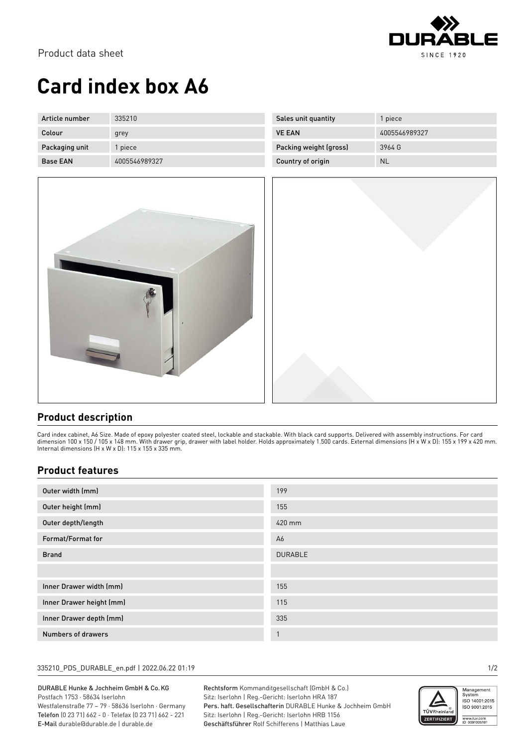Product data sheet

# Card index box A6

| Article number | 335210 | Sales unit quantity | 1 piece |
|---|---|---|---|
| Colour | grey | VE EAN | 4005546989327 |
| Packaging unit | 1 piece | Packing weight (gross) | 3964 G |
| Base EAN | 4005546989327 | Country of origin | NL |

## Product description

Card index cabinet, A6 Size. Made of epoxy polyester coated steel, lockable and stackable. With black card supports. Delivered with assembly instructions. For card dimension 100 x 150 / 105 x 148 mm. With drawer grip, drawer with label holder. Holds approximately 1.500 cards. External dimensions (H x W x D): 155 x 199 x 420 mm. Internal dimensions (H x W x D): 115 x 155 x 335 mm.

## Product features

| | |
|---|---|
| Outer width (mm) | 199 |
| Outer height (mm) | 155 |
| Outer depth/length | 420 mm |
| Format/Format for | A6 |
| Brand | DURABLE |
| | |
| Inner Drawer width (mm) | 155 |
| Inner Drawer height (mm) | 115 |
| Inner Drawer depth (mm) | 335 |
| Numbers of drawers | 1 |

335210_PDS_DURABLE_en.pdf | 2022.06.22 01:19

DURABLE Hunke & Jochheim GmbH & Co. KG
Postfach 1753 · 58634 Iserlohn
Westfalenstraße 77 – 79 · 58636 Iserlohn · Germany
Telefon (0 23 71) 662 - 0 · Telefax (0 23 71) 662 - 221
E-Mail durable@durable.de | durable.de

Rechtsform Kommanditgesellschaft (GmbH & Co.)
Sitz: Iserlohn | Reg.-Gericht: Iserlohn HRA 187
Pers. haft. Gesellschafterin DURABLE Hunke & Jochheim GmbH
Sitz: Iserlohn | Reg.-Gericht: Iserlohn HRB 1156
Geschäftsführer Rolf Schifferens | Matthias Laue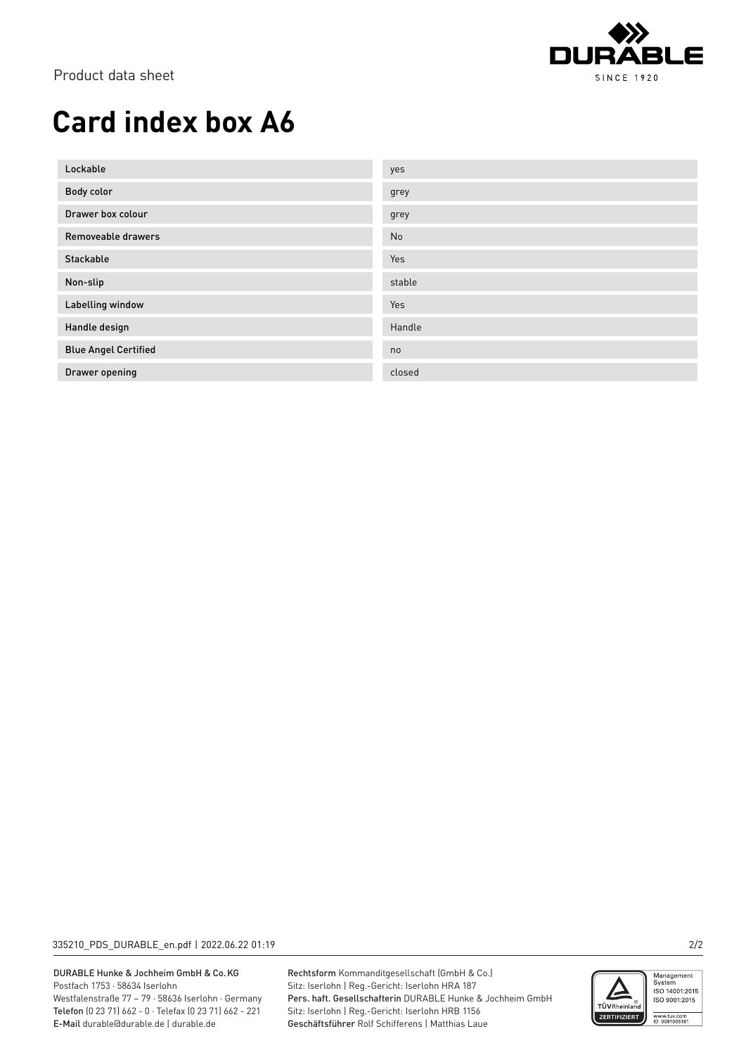Product data sheet

# Card index box A6

| | |
|---|---|
| Lockable | yes |
| Body color | grey |
| Drawer box colour | grey |
| Removeable drawers | No |
| Stackable | Yes |
| Non-slip | stable |
| Labelling window | Yes |
| Handle design | Handle |
| Blue Angel Certified | no |
| Drawer opening | closed |

335210_PDS_DURABLE_en.pdf | 2022.06.22 01:19

DURABLE Hunke & Jochheim GmbH & Co. KG
Postfach 1753 · 58634 Iserlohn
Westfalenstraße 77 – 79 · 58636 Iserlohn · Germany
**Telefon** (0 23 71) 662 - 0 · Telefax (0 23 71) 662 - 221
**E-Mail** durable@durable.de | durable.de

**Rechtsform** Kommanditgesellschaft (GmbH & Co.)
Sitz: Iserlohn | Reg.-Gericht: Iserlohn HRA 187
**Pers. haft. Gesellschafterin** DURABLE Hunke & Jochheim GmbH
Sitz: Iserlohn | Reg.-Gericht: Iserlohn HRB 1156
**Geschäftsführer** Rolf Schifferens | Matthias Laue